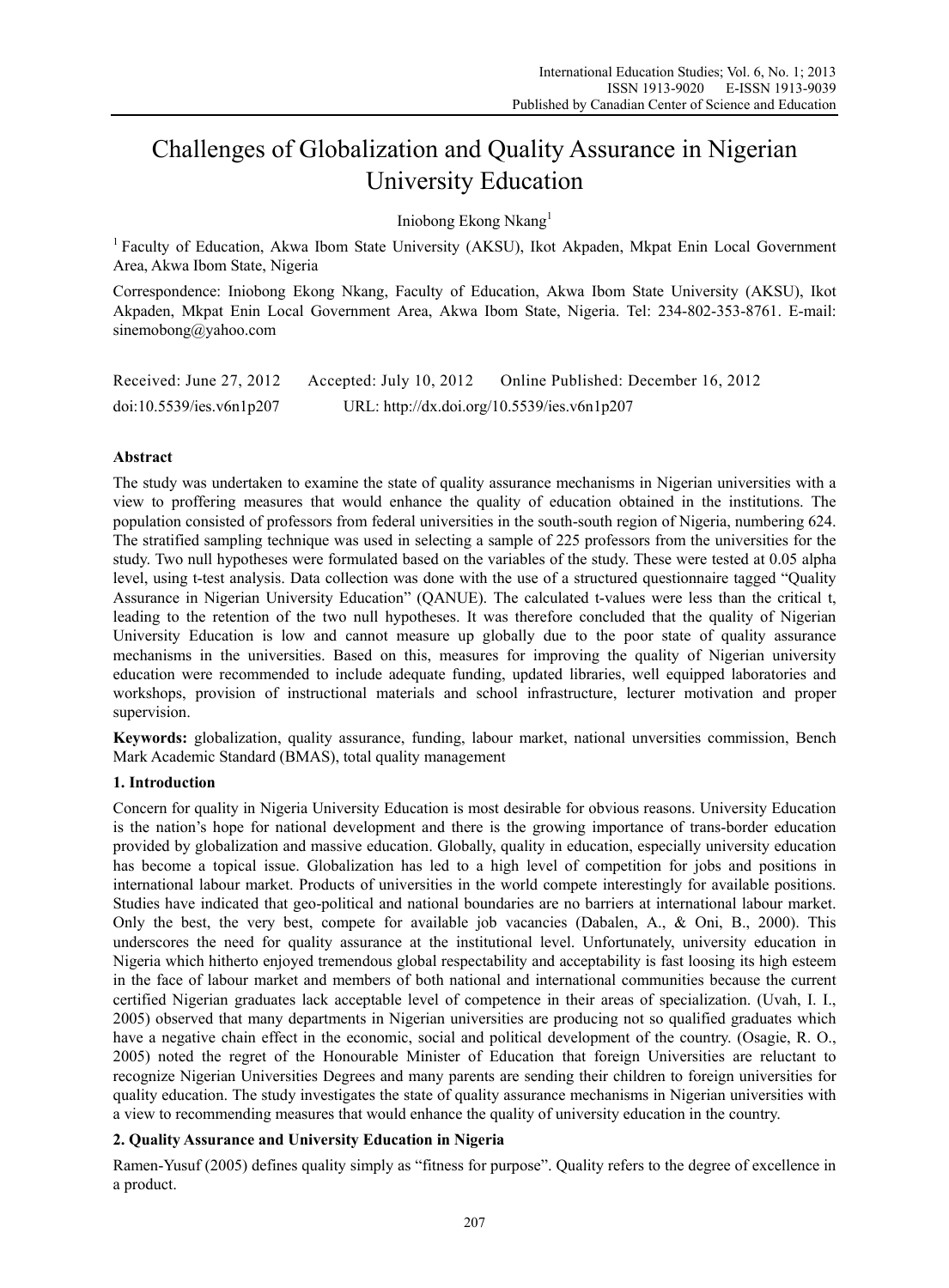# Challenges of Globalization and Quality Assurance in Nigerian University Education

Iniobong Ekong Nkang[1]

[1] Faculty of Education, Akwa Ibom State University (AKSU), Ikot Akpaden, Mkpat Enin Local Government Area, Akwa Ibom State, Nigeria

Correspondence: Iniobong Ekong Nkang, Faculty of Education, Akwa Ibom State University (AKSU), Ikot Akpaden, Mkpat Enin Local Government Area, Akwa Ibom State, Nigeria. Tel: 234-802-353-8761. E-mail: sinemobong@yahoo.com

Received: June 27, 2012 Accepted: July 10, 2012 Online Published: December 16, 2012

doi:10.5539/ies.v6n1p207 URL: http://dx.doi.org/10.5539/ies.v6n1p207

## Abstract

The study was undertaken to examine the state of quality assurance mechanisms in Nigerian universities with a view to proffering measures that would enhance the quality of education obtained in the institutions. The population consisted of professors from federal universities in the south-south region of Nigeria, numbering 624. The stratified sampling technique was used in selecting a sample of 225 professors from the universities for the study. Two null hypotheses were formulated based on the variables of the study. These were tested at 0.05 alpha level, using t-test analysis. Data collection was done with the use of a structured questionnaire tagged "Quality Assurance in Nigerian University Education" (QANUE). The calculated t-values were less than the critical t, leading to the retention of the two null hypotheses. It was therefore concluded that the quality of Nigerian University Education is low and cannot measure up globally due to the poor state of quality assurance mechanisms in the universities. Based on this, measures for improving the quality of Nigerian university education were recommended to include adequate funding, updated libraries, well equipped laboratories and workshops, provision of instructional materials and school infrastructure, lecturer motivation and proper supervision.

**Keywords:** globalization, quality assurance, funding, labour market, national unversities commission, Bench Mark Academic Standard (BMAS), total quality management

## 1. Introduction

Concern for quality in Nigeria University Education is most desirable for obvious reasons. University Education is the nation's hope for national development and there is the growing importance of trans-border education provided by globalization and massive education. Globally, quality in education, especially university education has become a topical issue. Globalization has led to a high level of competition for jobs and positions in international labour market. Products of universities in the world compete interestingly for available positions. Studies have indicated that geo-political and national boundaries are no barriers at international labour market. Only the best, the very best, compete for available job vacancies (Dabalen, A., & Oni, B., 2000). This underscores the need for quality assurance at the institutional level. Unfortunately, university education in Nigeria which hitherto enjoyed tremendous global respectability and acceptability is fast loosing its high esteem in the face of labour market and members of both national and international communities because the current certified Nigerian graduates lack acceptable level of competence in their areas of specialization. (Uvah, I. I., 2005) observed that many departments in Nigerian universities are producing not so qualified graduates which have a negative chain effect in the economic, social and political development of the country. (Osagie, R. O., 2005) noted the regret of the Honourable Minister of Education that foreign Universities are reluctant to recognize Nigerian Universities Degrees and many parents are sending their children to foreign universities for quality education. The study investigates the state of quality assurance mechanisms in Nigerian universities with a view to recommending measures that would enhance the quality of university education in the country.

## 2. Quality Assurance and University Education in Nigeria

Ramen-Yusuf (2005) defines quality simply as "fitness for purpose". Quality refers to the degree of excellence in a product.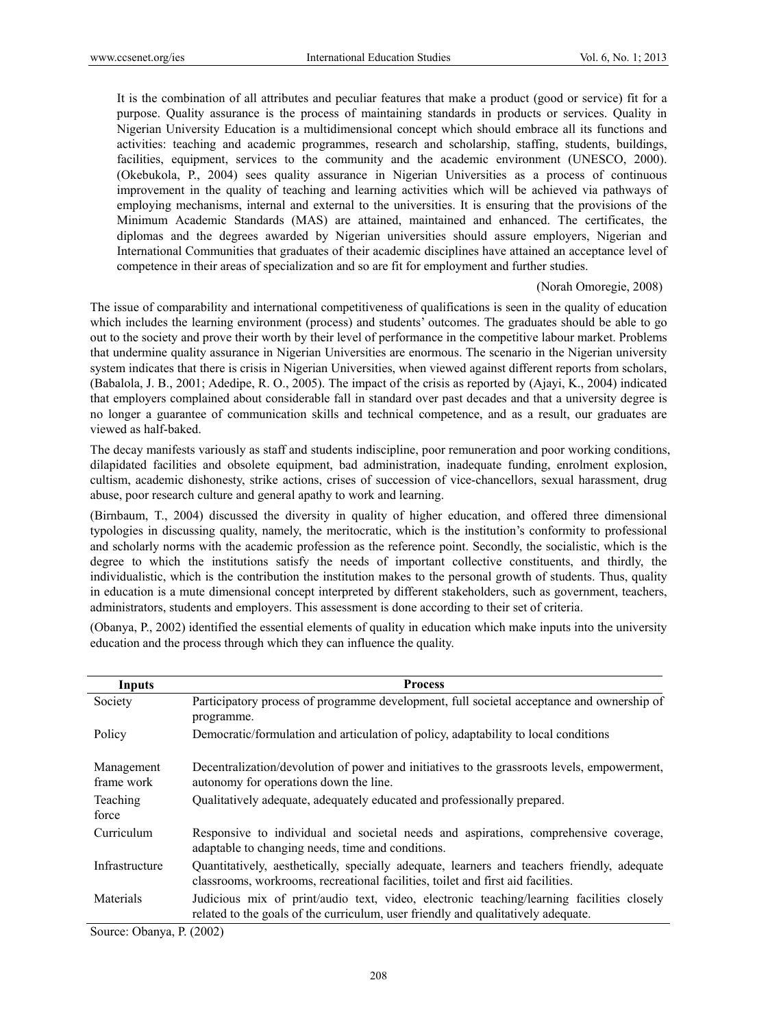> It is the combination of all attributes and peculiar features that make a product (good or service) fit for a purpose. Quality assurance is the process of maintaining standards in products or services. Quality in Nigerian University Education is a multidimensional concept which should embrace all its functions and activities: teaching and academic programmes, research and scholarship, staffing, students, buildings, facilities, equipment, services to the community and the academic environment (UNESCO, 2000). (Okebukola, P., 2004) sees quality assurance in Nigerian Universities as a process of continuous improvement in the quality of teaching and learning activities which will be achieved via pathways of employing mechanisms, internal and external to the universities. It is ensuring that the provisions of the Minimum Academic Standards (MAS) are attained, maintained and enhanced. The certificates, the diplomas and the degrees awarded by Nigerian universities should assure employers, Nigerian and International Communities that graduates of their academic disciplines have attained an acceptance level of competence in their areas of specialization and so are fit for employment and further studies.
>
> (Norah Omoregie, 2008)

The issue of comparability and international competitiveness of qualifications is seen in the quality of education which includes the learning environment (process) and students' outcomes. The graduates should be able to go out to the society and prove their worth by their level of performance in the competitive labour market. Problems that undermine quality assurance in Nigerian Universities are enormous. The scenario in the Nigerian university system indicates that there is crisis in Nigerian Universities, when viewed against different reports from scholars, (Babalola, J. B., 2001; Adedipe, R. O., 2005). The impact of the crisis as reported by (Ajayi, K., 2004) indicated that employers complained about considerable fall in standard over past decades and that a university degree is no longer a guarantee of communication skills and technical competence, and as a result, our graduates are viewed as half-baked.

The decay manifests variously as staff and students indiscipline, poor remuneration and poor working conditions, dilapidated facilities and obsolete equipment, bad administration, inadequate funding, enrolment explosion, cultism, academic dishonesty, strike actions, crises of succession of vice-chancellors, sexual harassment, drug abuse, poor research culture and general apathy to work and learning.

(Birnbaum, T., 2004) discussed the diversity in quality of higher education, and offered three dimensional typologies in discussing quality, namely, the meritocratic, which is the institution's conformity to professional and scholarly norms with the academic profession as the reference point. Secondly, the socialistic, which is the degree to which the institutions satisfy the needs of important collective constituents, and thirdly, the individualistic, which is the contribution the institution makes to the personal growth of students. Thus, quality in education is a mute dimensional concept interpreted by different stakeholders, such as government, teachers, administrators, students and employers. This assessment is done according to their set of criteria.

(Obanya, P., 2002) identified the essential elements of quality in education which make inputs into the university education and the process through which they can influence the quality.

| Inputs | Process |
|---|---|
| Society | Participatory process of programme development, full societal acceptance and ownership of programme. |
| Policy | Democratic/formulation and articulation of policy, adaptability to local conditions |
| Management frame work | Decentralization/devolution of power and initiatives to the grassroots levels, empowerment, autonomy for operations down the line. |
| Teaching force | Qualitatively adequate, adequately educated and professionally prepared. |
| Curriculum | Responsive to individual and societal needs and aspirations, comprehensive coverage, adaptable to changing needs, time and conditions. |
| Infrastructure | Quantitatively, aesthetically, specially adequate, learners and teachers friendly, adequate classrooms, workrooms, recreational facilities, toilet and first aid facilities. |
| Materials | Judicious mix of print/audio text, video, electronic teaching/learning facilities closely related to the goals of the curriculum, user friendly and qualitatively adequate. |

Source: Obanya, P. (2002)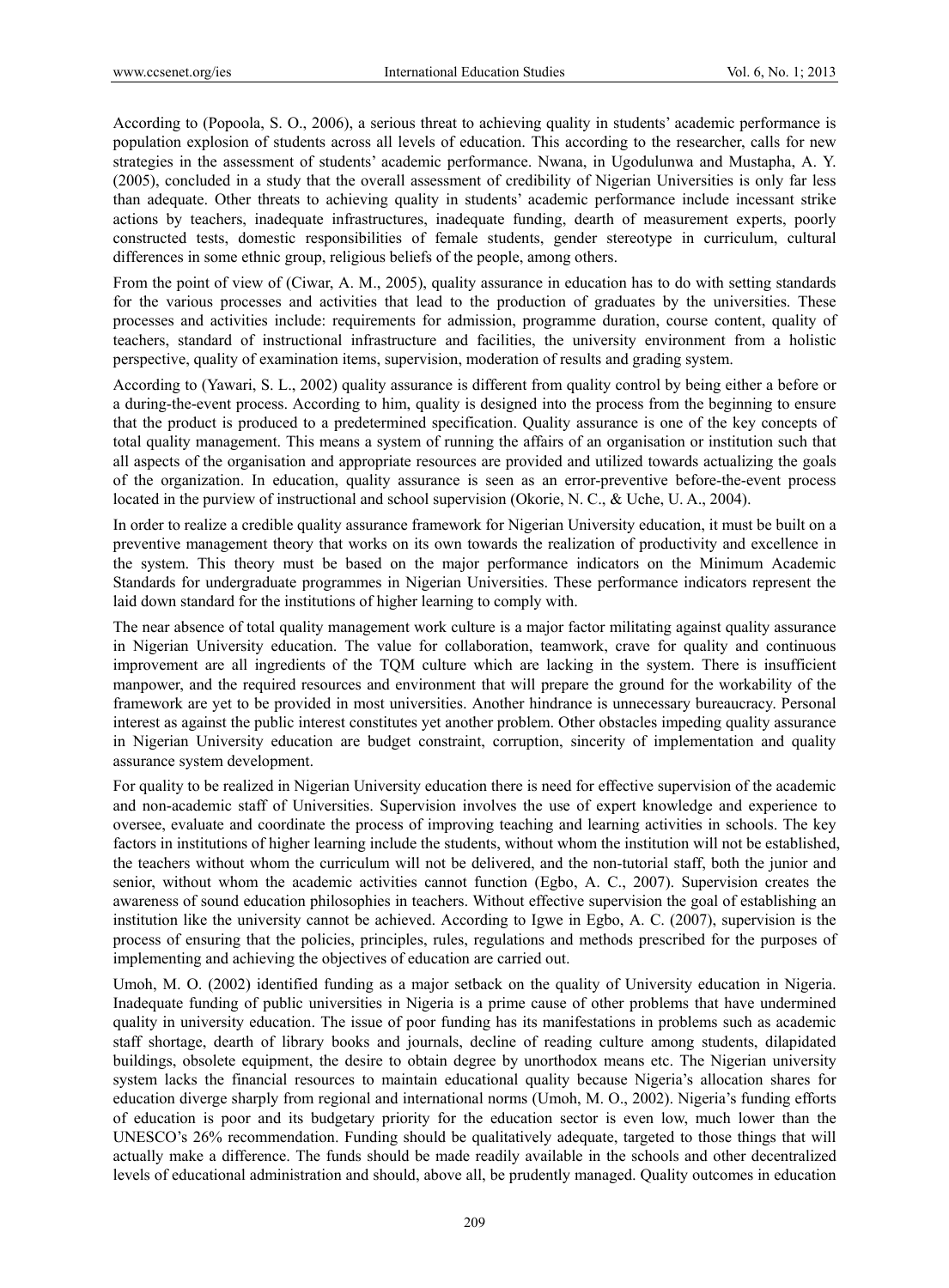According to (Popoola, S. O., 2006), a serious threat to achieving quality in students' academic performance is population explosion of students across all levels of education. This according to the researcher, calls for new strategies in the assessment of students' academic performance. Nwana, in Ugodulunwa and Mustapha, A. Y. (2005), concluded in a study that the overall assessment of credibility of Nigerian Universities is only far less than adequate. Other threats to achieving quality in students' academic performance include incessant strike actions by teachers, inadequate infrastructures, inadequate funding, dearth of measurement experts, poorly constructed tests, domestic responsibilities of female students, gender stereotype in curriculum, cultural differences in some ethnic group, religious beliefs of the people, among others.

From the point of view of (Ciwar, A. M., 2005), quality assurance in education has to do with setting standards for the various processes and activities that lead to the production of graduates by the universities. These processes and activities include: requirements for admission, programme duration, course content, quality of teachers, standard of instructional infrastructure and facilities, the university environment from a holistic perspective, quality of examination items, supervision, moderation of results and grading system.

According to (Yawari, S. L., 2002) quality assurance is different from quality control by being either a before or a during-the-event process. According to him, quality is designed into the process from the beginning to ensure that the product is produced to a predetermined specification. Quality assurance is one of the key concepts of total quality management. This means a system of running the affairs of an organisation or institution such that all aspects of the organisation and appropriate resources are provided and utilized towards actualizing the goals of the organization. In education, quality assurance is seen as an error-preventive before-the-event process located in the purview of instructional and school supervision (Okorie, N. C., & Uche, U. A., 2004).

In order to realize a credible quality assurance framework for Nigerian University education, it must be built on a preventive management theory that works on its own towards the realization of productivity and excellence in the system. This theory must be based on the major performance indicators on the Minimum Academic Standards for undergraduate programmes in Nigerian Universities. These performance indicators represent the laid down standard for the institutions of higher learning to comply with.

The near absence of total quality management work culture is a major factor militating against quality assurance in Nigerian University education. The value for collaboration, teamwork, crave for quality and continuous improvement are all ingredients of the TQM culture which are lacking in the system. There is insufficient manpower, and the required resources and environment that will prepare the ground for the workability of the framework are yet to be provided in most universities. Another hindrance is unnecessary bureaucracy. Personal interest as against the public interest constitutes yet another problem. Other obstacles impeding quality assurance in Nigerian University education are budget constraint, corruption, sincerity of implementation and quality assurance system development.

For quality to be realized in Nigerian University education there is need for effective supervision of the academic and non-academic staff of Universities. Supervision involves the use of expert knowledge and experience to oversee, evaluate and coordinate the process of improving teaching and learning activities in schools. The key factors in institutions of higher learning include the students, without whom the institution will not be established, the teachers without whom the curriculum will not be delivered, and the non-tutorial staff, both the junior and senior, without whom the academic activities cannot function (Egbo, A. C., 2007). Supervision creates the awareness of sound education philosophies in teachers. Without effective supervision the goal of establishing an institution like the university cannot be achieved. According to Igwe in Egbo, A. C. (2007), supervision is the process of ensuring that the policies, principles, rules, regulations and methods prescribed for the purposes of implementing and achieving the objectives of education are carried out.

Umoh, M. O. (2002) identified funding as a major setback on the quality of University education in Nigeria. Inadequate funding of public universities in Nigeria is a prime cause of other problems that have undermined quality in university education. The issue of poor funding has its manifestations in problems such as academic staff shortage, dearth of library books and journals, decline of reading culture among students, dilapidated buildings, obsolete equipment, the desire to obtain degree by unorthodox means etc. The Nigerian university system lacks the financial resources to maintain educational quality because Nigeria's allocation shares for education diverge sharply from regional and international norms (Umoh, M. O., 2002). Nigeria's funding efforts of education is poor and its budgetary priority for the education sector is even low, much lower than the UNESCO's 26% recommendation. Funding should be qualitatively adequate, targeted to those things that will actually make a difference. The funds should be made readily available in the schools and other decentralized levels of educational administration and should, above all, be prudently managed. Quality outcomes in education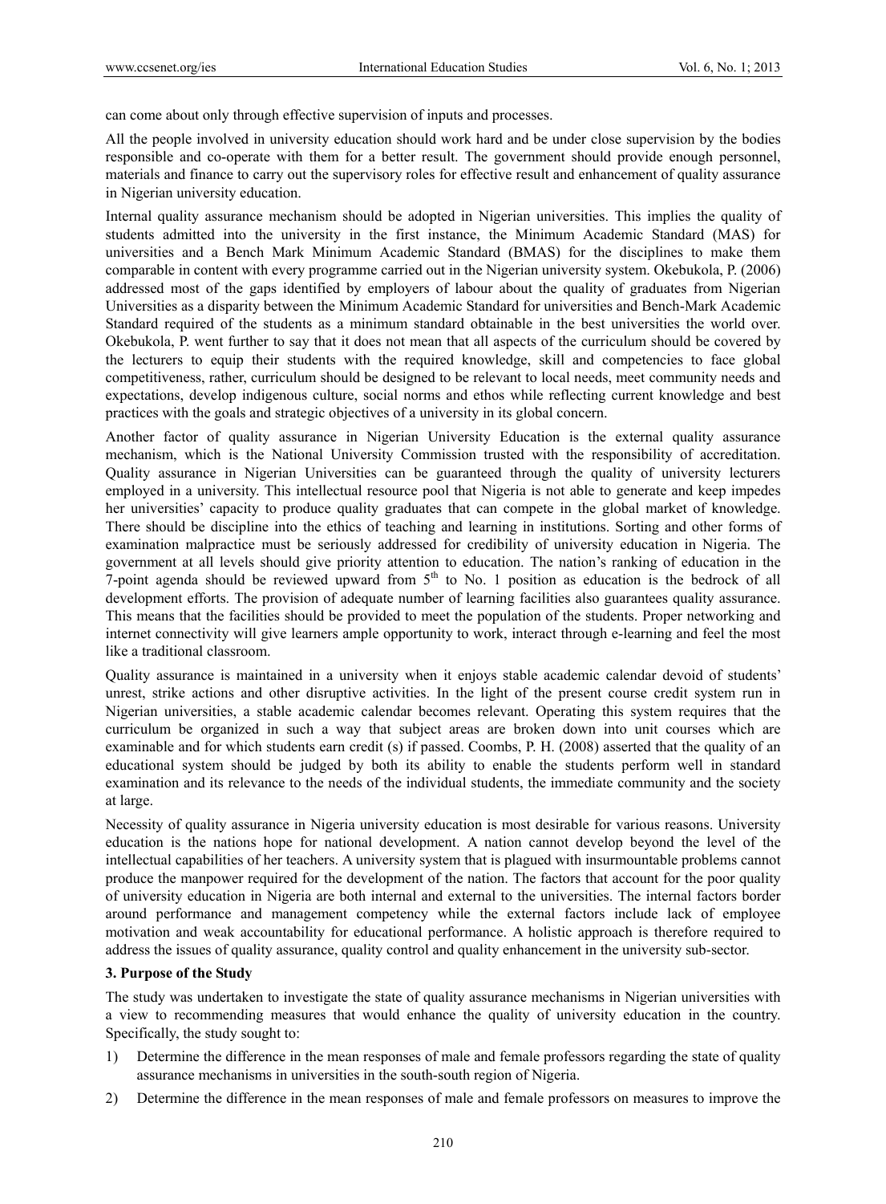can come about only through effective supervision of inputs and processes.

All the people involved in university education should work hard and be under close supervision by the bodies responsible and co-operate with them for a better result. The government should provide enough personnel, materials and finance to carry out the supervisory roles for effective result and enhancement of quality assurance in Nigerian university education.

Internal quality assurance mechanism should be adopted in Nigerian universities. This implies the quality of students admitted into the university in the first instance, the Minimum Academic Standard (MAS) for universities and a Bench Mark Minimum Academic Standard (BMAS) for the disciplines to make them comparable in content with every programme carried out in the Nigerian university system. Okebukola, P. (2006) addressed most of the gaps identified by employers of labour about the quality of graduates from Nigerian Universities as a disparity between the Minimum Academic Standard for universities and Bench-Mark Academic Standard required of the students as a minimum standard obtainable in the best universities the world over. Okebukola, P. went further to say that it does not mean that all aspects of the curriculum should be covered by the lecturers to equip their students with the required knowledge, skill and competencies to face global competitiveness, rather, curriculum should be designed to be relevant to local needs, meet community needs and expectations, develop indigenous culture, social norms and ethos while reflecting current knowledge and best practices with the goals and strategic objectives of a university in its global concern.

Another factor of quality assurance in Nigerian University Education is the external quality assurance mechanism, which is the National University Commission trusted with the responsibility of accreditation. Quality assurance in Nigerian Universities can be guaranteed through the quality of university lecturers employed in a university. This intellectual resource pool that Nigeria is not able to generate and keep impedes her universities' capacity to produce quality graduates that can compete in the global market of knowledge. There should be discipline into the ethics of teaching and learning in institutions. Sorting and other forms of examination malpractice must be seriously addressed for credibility of university education in Nigeria. The government at all levels should give priority attention to education. The nation's ranking of education in the 7-point agenda should be reviewed upward from 5th to No. 1 position as education is the bedrock of all development efforts. The provision of adequate number of learning facilities also guarantees quality assurance. This means that the facilities should be provided to meet the population of the students. Proper networking and internet connectivity will give learners ample opportunity to work, interact through e-learning and feel the most like a traditional classroom.

Quality assurance is maintained in a university when it enjoys stable academic calendar devoid of students' unrest, strike actions and other disruptive activities. In the light of the present course credit system run in Nigerian universities, a stable academic calendar becomes relevant. Operating this system requires that the curriculum be organized in such a way that subject areas are broken down into unit courses which are examinable and for which students earn credit (s) if passed. Coombs, P. H. (2008) asserted that the quality of an educational system should be judged by both its ability to enable the students perform well in standard examination and its relevance to the needs of the individual students, the immediate community and the society at large.

Necessity of quality assurance in Nigeria university education is most desirable for various reasons. University education is the nations hope for national development. A nation cannot develop beyond the level of the intellectual capabilities of her teachers. A university system that is plagued with insurmountable problems cannot produce the manpower required for the development of the nation. The factors that account for the poor quality of university education in Nigeria are both internal and external to the universities. The internal factors border around performance and management competency while the external factors include lack of employee motivation and weak accountability for educational performance. A holistic approach is therefore required to address the issues of quality assurance, quality control and quality enhancement in the university sub-sector.

## 3. Purpose of the Study

The study was undertaken to investigate the state of quality assurance mechanisms in Nigerian universities with a view to recommending measures that would enhance the quality of university education in the country. Specifically, the study sought to:

1) Determine the difference in the mean responses of male and female professors regarding the state of quality assurance mechanisms in universities in the south-south region of Nigeria.
2) Determine the difference in the mean responses of male and female professors on measures to improve the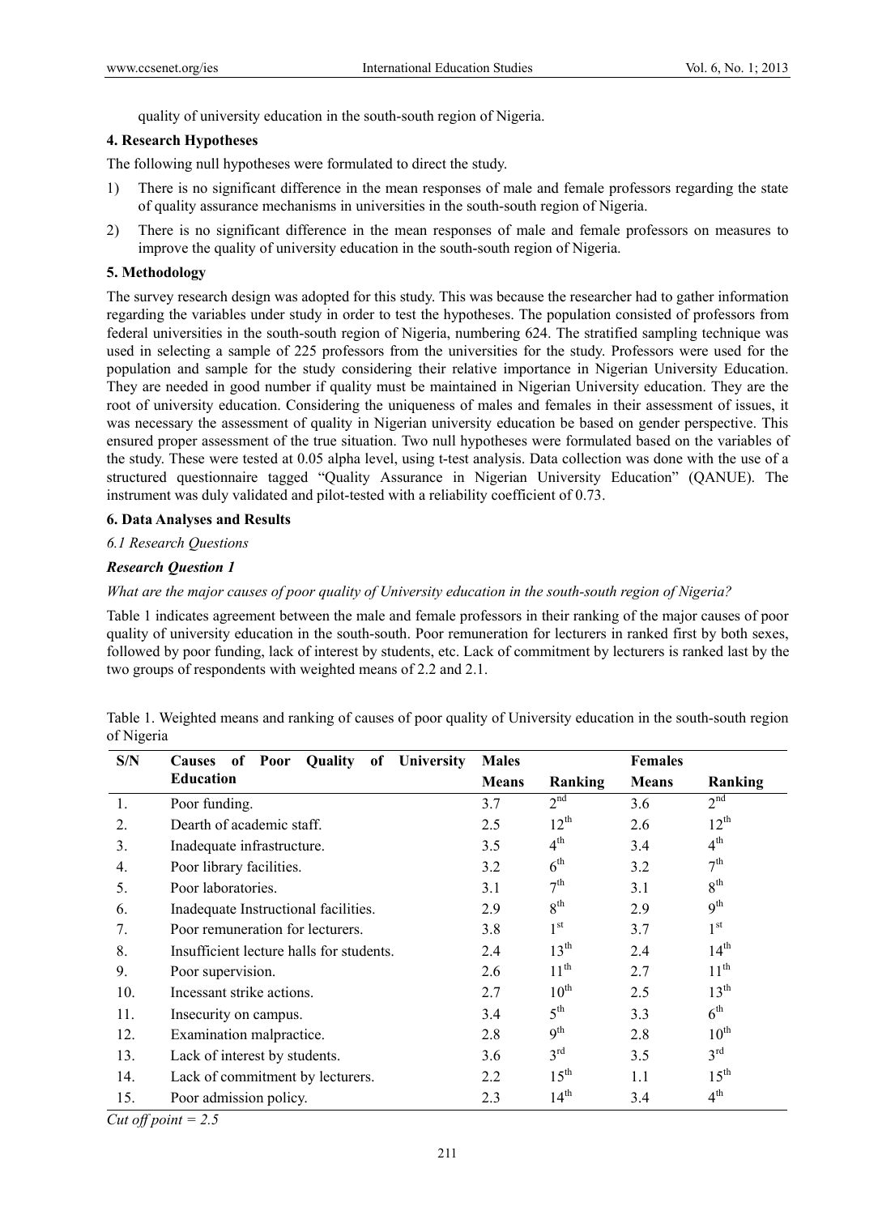quality of university education in the south-south region of Nigeria.

### 4. Research Hypotheses

The following null hypotheses were formulated to direct the study.

1) There is no significant difference in the mean responses of male and female professors regarding the state of quality assurance mechanisms in universities in the south-south region of Nigeria.
2) There is no significant difference in the mean responses of male and female professors on measures to improve the quality of university education in the south-south region of Nigeria.

### 5. Methodology

The survey research design was adopted for this study. This was because the researcher had to gather information regarding the variables under study in order to test the hypotheses. The population consisted of professors from federal universities in the south-south region of Nigeria, numbering 624. The stratified sampling technique was used in selecting a sample of 225 professors from the universities for the study. Professors were used for the population and sample for the study considering their relative importance in Nigerian University Education. They are needed in good number if quality must be maintained in Nigerian University education. They are the root of university education. Considering the uniqueness of males and females in their assessment of issues, it was necessary the assessment of quality in Nigerian university education be based on gender perspective. This ensured proper assessment of the true situation. Two null hypotheses were formulated based on the variables of the study. These were tested at 0.05 alpha level, using t-test analysis. Data collection was done with the use of a structured questionnaire tagged "Quality Assurance in Nigerian University Education" (QANUE). The instrument was duly validated and pilot-tested with a reliability coefficient of 0.73.

### 6. Data Analyses and Results

*6.1 Research Questions*

***Research Question 1***

*What are the major causes of poor quality of University education in the south-south region of Nigeria?*

Table 1 indicates agreement between the male and female professors in their ranking of the major causes of poor quality of university education in the south-south. Poor remuneration for lecturers in ranked first by both sexes, followed by poor funding, lack of interest by students, etc. Lack of commitment by lecturers is ranked last by the two groups of respondents with weighted means of 2.2 and 2.1.

Table 1. Weighted means and ranking of causes of poor quality of University education in the south-south region of Nigeria

| S/N | Causes of Poor Quality of University Education | Males | | Females | |
|---|---|---|---|---|---|
| | | Means | Ranking | Means | Ranking |
| 1. | Poor funding. | 3.7 | 2nd | 3.6 | 2nd |
| 2. | Dearth of academic staff. | 2.5 | 12th | 2.6 | 12th |
| 3. | Inadequate infrastructure. | 3.5 | 4th | 3.4 | 4th |
| 4. | Poor library facilities. | 3.2 | 6th | 3.2 | 7th |
| 5. | Poor laboratories. | 3.1 | 7th | 3.1 | 8th |
| 6. | Inadequate Instructional facilities. | 2.9 | 8th | 2.9 | 9th |
| 7. | Poor remuneration for lecturers. | 3.8 | 1st | 3.7 | 1st |
| 8. | Insufficient lecture halls for students. | 2.4 | 13th | 2.4 | 14th |
| 9. | Poor supervision. | 2.6 | 11th | 2.7 | 11th |
| 10. | Incessant strike actions. | 2.7 | 10th | 2.5 | 13th |
| 11. | Insecurity on campus. | 3.4 | 5th | 3.3 | 6th |
| 12. | Examination malpractice. | 2.8 | 9th | 2.8 | 10th |
| 13. | Lack of interest by students. | 3.6 | 3rd | 3.5 | 3rd |
| 14. | Lack of commitment by lecturers. | 2.2 | 15th | 1.1 | 15th |
| 15. | Poor admission policy. | 2.3 | 14th | 3.4 | 4th |

*Cut off point = 2.5*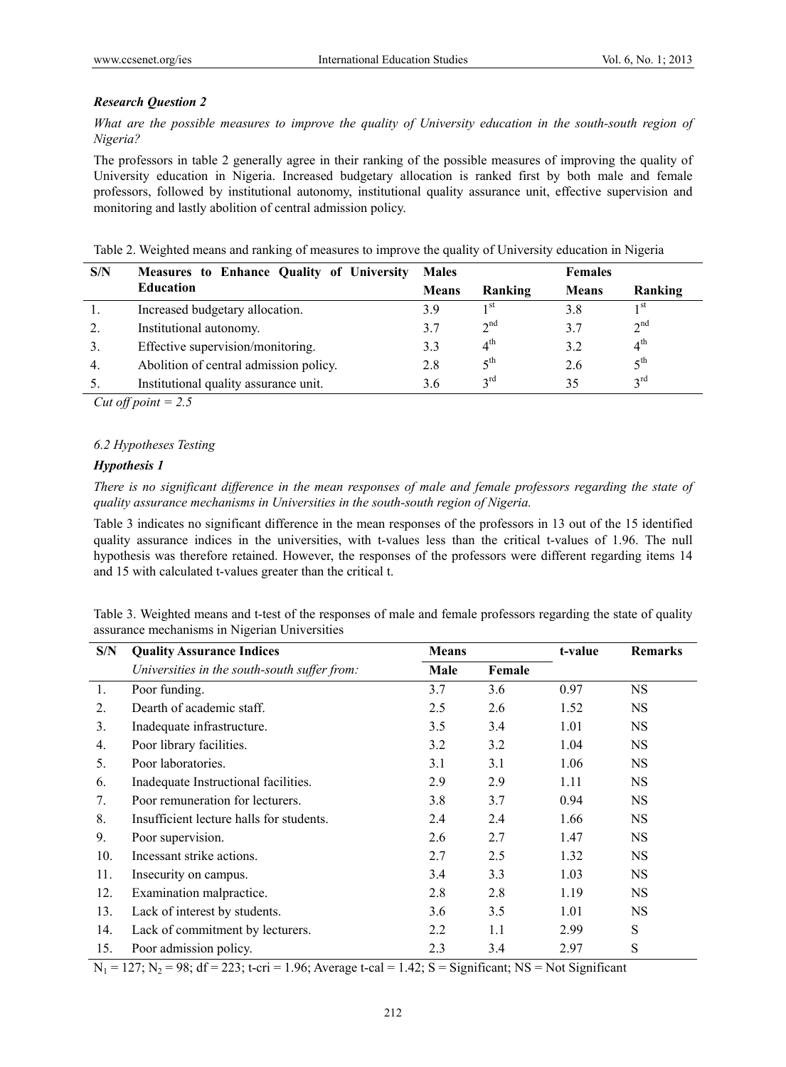***Research Question 2***

*What are the possible measures to improve the quality of University education in the south-south region of Nigeria?*

The professors in table 2 generally agree in their ranking of the possible measures of improving the quality of University education in Nigeria. Increased budgetary allocation is ranked first by both male and female professors, followed by institutional autonomy, institutional quality assurance unit, effective supervision and monitoring and lastly abolition of central admission policy.

Table 2. Weighted means and ranking of measures to improve the quality of University education in Nigeria

| S/N | Measures to Enhance Quality of University Education | Males | | Females | |
|---|---|---|---|---|---|
| | | Means | Ranking | Means | Ranking |
| 1. | Increased budgetary allocation. | 3.9 | 1st | 3.8 | 1st |
| 2. | Institutional autonomy. | 3.7 | 2nd | 3.7 | 2nd |
| 3. | Effective supervision/monitoring. | 3.3 | 4th | 3.2 | 4th |
| 4. | Abolition of central admission policy. | 2.8 | 5th | 2.6 | 5th |
| 5. | Institutional quality assurance unit. | 3.6 | 3rd | 35 | 3rd |

*Cut off point = 2.5*

*6.2 Hypotheses Testing*

***Hypothesis 1***

*There is no significant difference in the mean responses of male and female professors regarding the state of quality assurance mechanisms in Universities in the south-south region of Nigeria.*

Table 3 indicates no significant difference in the mean responses of the professors in 13 out of the 15 identified quality assurance indices in the universities, with t-values less than the critical t-values of 1.96. The null hypothesis was therefore retained. However, the responses of the professors were different regarding items 14 and 15 with calculated t-values greater than the critical t.

Table 3. Weighted means and t-test of the responses of male and female professors regarding the state of quality assurance mechanisms in Nigerian Universities

| S/N | Quality Assurance Indices | Means | | t-value | Remarks |
|---|---|---|---|---|---|
| | *Universities in the south-south suffer from:* | Male | Female | | |
| 1. | Poor funding. | 3.7 | 3.6 | 0.97 | NS |
| 2. | Dearth of academic staff. | 2.5 | 2.6 | 1.52 | NS |
| 3. | Inadequate infrastructure. | 3.5 | 3.4 | 1.01 | NS |
| 4. | Poor library facilities. | 3.2 | 3.2 | 1.04 | NS |
| 5. | Poor laboratories. | 3.1 | 3.1 | 1.06 | NS |
| 6. | Inadequate Instructional facilities. | 2.9 | 2.9 | 1.11 | NS |
| 7. | Poor remuneration for lecturers. | 3.8 | 3.7 | 0.94 | NS |
| 8. | Insufficient lecture halls for students. | 2.4 | 2.4 | 1.66 | NS |
| 9. | Poor supervision. | 2.6 | 2.7 | 1.47 | NS |
| 10. | Incessant strike actions. | 2.7 | 2.5 | 1.32 | NS |
| 11. | Insecurity on campus. | 3.4 | 3.3 | 1.03 | NS |
| 12. | Examination malpractice. | 2.8 | 2.8 | 1.19 | NS |
| 13. | Lack of interest by students. | 3.6 | 3.5 | 1.01 | NS |
| 14. | Lack of commitment by lecturers. | 2.2 | 1.1 | 2.99 | S |
| 15. | Poor admission policy. | 2.3 | 3.4 | 2.97 | S |

$N_1 = 127$; $N_2 = 98$; df = 223; t-cri = 1.96; Average t-cal = 1.42; S = Significant; NS = Not Significant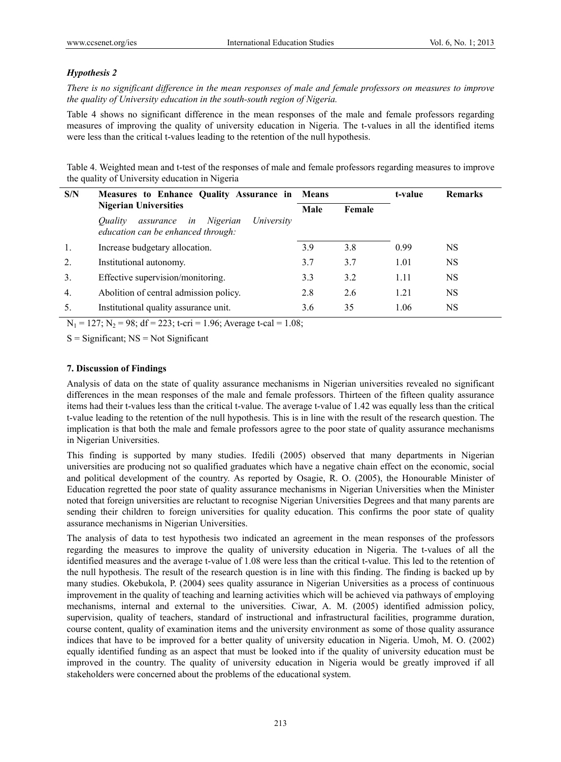### *Hypothesis 2*

*There is no significant difference in the mean responses of male and female professors on measures to improve the quality of University education in the south-south region of Nigeria.*

Table 4 shows no significant difference in the mean responses of the male and female professors regarding measures of improving the quality of university education in Nigeria. The t-values in all the identified items were less than the critical t-values leading to the retention of the null hypothesis.

Table 4. Weighted mean and t-test of the responses of male and female professors regarding measures to improve the quality of University education in Nigeria

| S/N | Measures to Enhance Quality Assurance in Nigerian Universities | Means | | t-value | Remarks |
|---|---|---|---|---|---|
| | *Quality assurance in Nigerian University education can be enhanced through:* | Male | Female | | |
| 1. | Increase budgetary allocation. | 3.9 | 3.8 | 0.99 | NS |
| 2. | Institutional autonomy. | 3.7 | 3.7 | 1.01 | NS |
| 3. | Effective supervision/monitoring. | 3.3 | 3.2 | 1.11 | NS |
| 4. | Abolition of central admission policy. | 2.8 | 2.6 | 1.21 | NS |
| 5. | Institutional quality assurance unit. | 3.6 | 35 | 1.06 | NS |

$N_1 = 127$; $N_2 = 98$; df = 223; t-cri = 1.96; Average t-cal = 1.08;

S = Significant; NS = Not Significant

## 7. Discussion of Findings

Analysis of data on the state of quality assurance mechanisms in Nigerian universities revealed no significant differences in the mean responses of the male and female professors. Thirteen of the fifteen quality assurance items had their t-values less than the critical t-value. The average t-value of 1.42 was equally less than the critical t-value leading to the retention of the null hypothesis. This is in line with the result of the research question. The implication is that both the male and female professors agree to the poor state of quality assurance mechanisms in Nigerian Universities.

This finding is supported by many studies. Ifedili (2005) observed that many departments in Nigerian universities are producing not so qualified graduates which have a negative chain effect on the economic, social and political development of the country. As reported by Osagie, R. O. (2005), the Honourable Minister of Education regretted the poor state of quality assurance mechanisms in Nigerian Universities when the Minister noted that foreign universities are reluctant to recognise Nigerian Universities Degrees and that many parents are sending their children to foreign universities for quality education. This confirms the poor state of quality assurance mechanisms in Nigerian Universities.

The analysis of data to test hypothesis two indicated an agreement in the mean responses of the professors regarding the measures to improve the quality of university education in Nigeria. The t-values of all the identified measures and the average t-value of 1.08 were less than the critical t-value. This led to the retention of the null hypothesis. The result of the research question is in line with this finding. The finding is backed up by many studies. Okebukola, P. (2004) sees quality assurance in Nigerian Universities as a process of continuous improvement in the quality of teaching and learning activities which will be achieved via pathways of employing mechanisms, internal and external to the universities. Ciwar, A. M. (2005) identified admission policy, supervision, quality of teachers, standard of instructional and infrastructural facilities, programme duration, course content, quality of examination items and the university environment as some of those quality assurance indices that have to be improved for a better quality of university education in Nigeria. Umoh, M. O. (2002) equally identified funding as an aspect that must be looked into if the quality of university education must be improved in the country. The quality of university education in Nigeria would be greatly improved if all stakeholders were concerned about the problems of the educational system.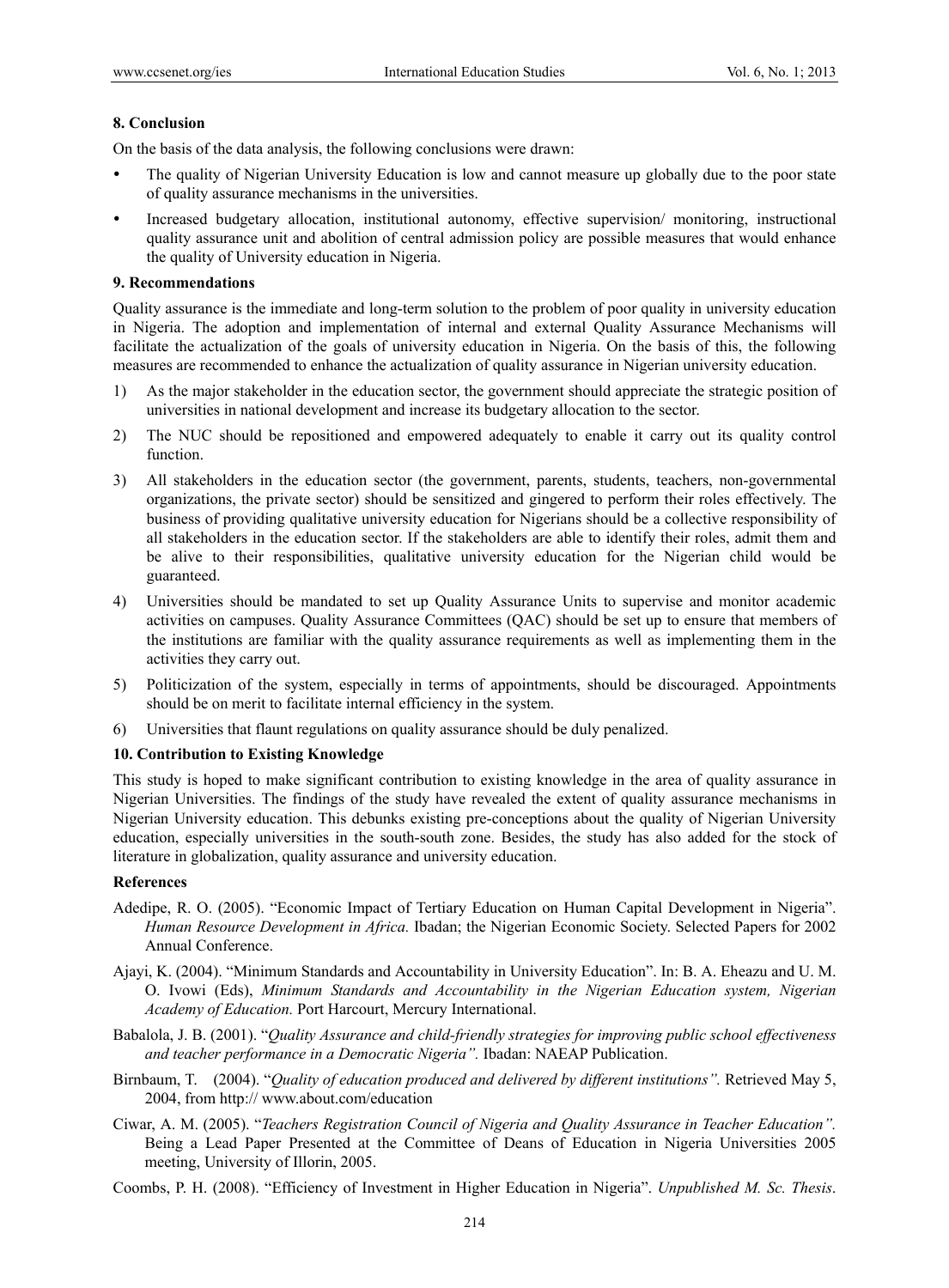## 8. Conclusion

On the basis of the data analysis, the following conclusions were drawn:

- The quality of Nigerian University Education is low and cannot measure up globally due to the poor state of quality assurance mechanisms in the universities.
- Increased budgetary allocation, institutional autonomy, effective supervision/ monitoring, instructional quality assurance unit and abolition of central admission policy are possible measures that would enhance the quality of University education in Nigeria.

## 9. Recommendations

Quality assurance is the immediate and long-term solution to the problem of poor quality in university education in Nigeria. The adoption and implementation of internal and external Quality Assurance Mechanisms will facilitate the actualization of the goals of university education in Nigeria. On the basis of this, the following measures are recommended to enhance the actualization of quality assurance in Nigerian university education.

1) As the major stakeholder in the education sector, the government should appreciate the strategic position of universities in national development and increase its budgetary allocation to the sector.
2) The NUC should be repositioned and empowered adequately to enable it carry out its quality control function.
3) All stakeholders in the education sector (the government, parents, students, teachers, non-governmental organizations, the private sector) should be sensitized and gingered to perform their roles effectively. The business of providing qualitative university education for Nigerians should be a collective responsibility of all stakeholders in the education sector. If the stakeholders are able to identify their roles, admit them and be alive to their responsibilities, qualitative university education for the Nigerian child would be guaranteed.
4) Universities should be mandated to set up Quality Assurance Units to supervise and monitor academic activities on campuses. Quality Assurance Committees (QAC) should be set up to ensure that members of the institutions are familiar with the quality assurance requirements as well as implementing them in the activities they carry out.
5) Politicization of the system, especially in terms of appointments, should be discouraged. Appointments should be on merit to facilitate internal efficiency in the system.
6) Universities that flaunt regulations on quality assurance should be duly penalized.

## 10. Contribution to Existing Knowledge

This study is hoped to make significant contribution to existing knowledge in the area of quality assurance in Nigerian Universities. The findings of the study have revealed the extent of quality assurance mechanisms in Nigerian University education. This debunks existing pre-conceptions about the quality of Nigerian University education, especially universities in the south-south zone. Besides, the study has also added for the stock of literature in globalization, quality assurance and university education.

## References

Adedipe, R. O. (2005). "Economic Impact of Tertiary Education on Human Capital Development in Nigeria". *Human Resource Development in Africa.* Ibadan; the Nigerian Economic Society. Selected Papers for 2002 Annual Conference.

Ajayi, K. (2004). "Minimum Standards and Accountability in University Education". In: B. A. Eheazu and U. M. O. Ivowi (Eds), *Minimum Standards and Accountability in the Nigerian Education system, Nigerian Academy of Education.* Port Harcourt, Mercury International.

Babalola, J. B. (2001). "*Quality Assurance and child-friendly strategies for improving public school effectiveness and teacher performance in a Democratic Nigeria".* Ibadan: NAEAP Publication.

Birnbaum, T. (2004). "*Quality of education produced and delivered by different institutions".* Retrieved May 5, 2004, from http:// www.about.com/education

Ciwar, A. M. (2005). "*Teachers Registration Council of Nigeria and Quality Assurance in Teacher Education".* Being a Lead Paper Presented at the Committee of Deans of Education in Nigeria Universities 2005 meeting, University of Illorin, 2005.

Coombs, P. H. (2008). "Efficiency of Investment in Higher Education in Nigeria". *Unpublished M. Sc. Thesis*.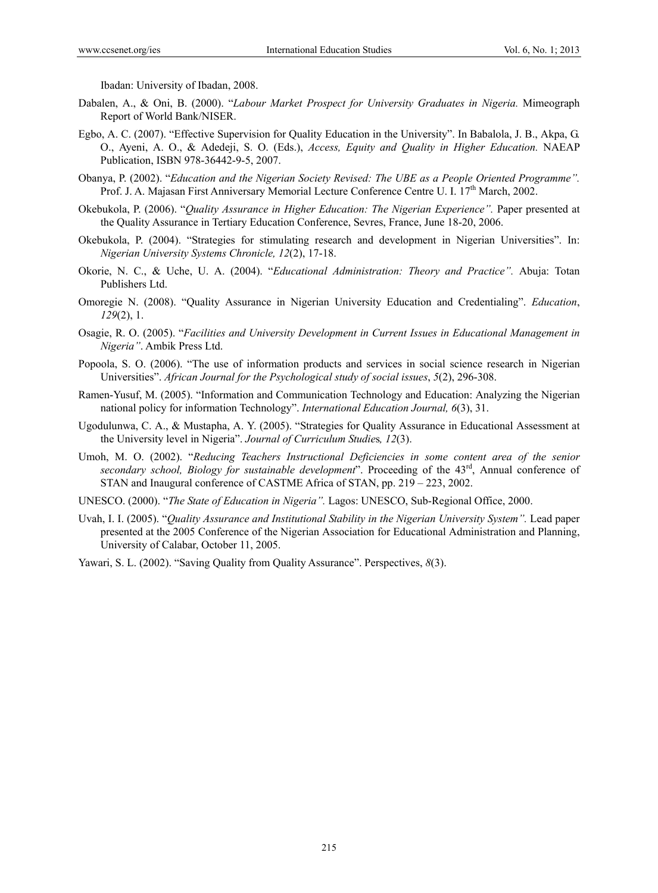Ibadan: University of Ibadan, 2008.

Dabalen, A., & Oni, B. (2000). "*Labour Market Prospect for University Graduates in Nigeria.* Mimeograph Report of World Bank/NISER.

Egbo, A. C. (2007). "Effective Supervision for Quality Education in the University". In Babalola, J. B., Akpa, G. O., Ayeni, A. O., & Adedeji, S. O. (Eds.), *Access, Equity and Quality in Higher Education.* NAEAP Publication, ISBN 978-36442-9-5, 2007.

Obanya, P. (2002). "*Education and the Nigerian Society Revised: The UBE as a People Oriented Programme".* Prof. J. A. Majasan First Anniversary Memorial Lecture Conference Centre U. I. 17th March, 2002.

Okebukola, P. (2006). "*Quality Assurance in Higher Education: The Nigerian Experience".* Paper presented at the Quality Assurance in Tertiary Education Conference, Sevres, France, June 18-20, 2006.

Okebukola, P. (2004). "Strategies for stimulating research and development in Nigerian Universities". In: *Nigerian University Systems Chronicle, 12*(2), 17-18.

Okorie, N. C., & Uche, U. A. (2004). "*Educational Administration: Theory and Practice".* Abuja: Totan Publishers Ltd.

Omoregie N. (2008). "Quality Assurance in Nigerian University Education and Credentialing". *Education*, *129*(2), 1.

Osagie, R. O. (2005). "*Facilities and University Development in Current Issues in Educational Management in Nigeria"*. Ambik Press Ltd.

Popoola, S. O. (2006). "The use of information products and services in social science research in Nigerian Universities". *African Journal for the Psychological study of social issues*, *5*(2), 296-308.

Ramen-Yusuf, M. (2005). "Information and Communication Technology and Education: Analyzing the Nigerian national policy for information Technology". *International Education Journal, 6*(3), 31.

Ugodulunwa, C. A., & Mustapha, A. Y. (2005). "Strategies for Quality Assurance in Educational Assessment at the University level in Nigeria". *Journal of Curriculum Studies, 12*(3).

Umoh, M. O. (2002). "*Reducing Teachers Instructional Deficiencies in some content area of the senior secondary school, Biology for sustainable development*". Proceeding of the 43rd, Annual conference of STAN and Inaugural conference of CASTME Africa of STAN, pp. 219 – 223, 2002.

UNESCO. (2000). "*The State of Education in Nigeria".* Lagos: UNESCO, Sub-Regional Office, 2000.

Uvah, I. I. (2005). "*Quality Assurance and Institutional Stability in the Nigerian University System".* Lead paper presented at the 2005 Conference of the Nigerian Association for Educational Administration and Planning, University of Calabar, October 11, 2005.

Yawari, S. L. (2002). "Saving Quality from Quality Assurance". Perspectives, *8*(3).